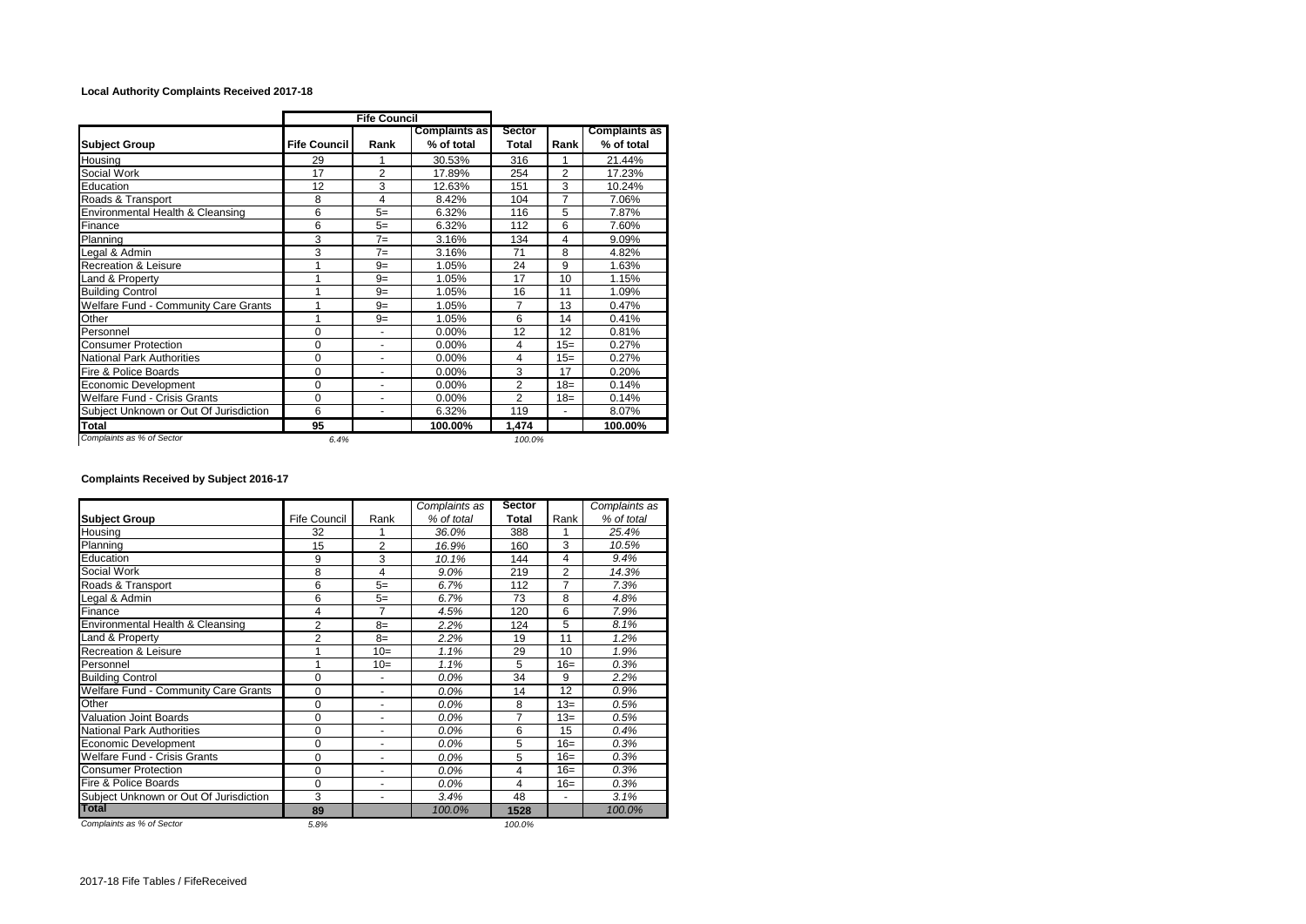**Local Authority Complaints Received 2017-18**

| | Fife Council | | | | | |
|---|---|---|---|---|---|---|
| **Subject Group** | **Fife Council** | **Rank** | **Complaints as % of total** | **Sector Total** | **Rank** | **Complaints as % of total** |
| Housing | 29 | 1 | 30.53% | 316 | 1 | 21.44% |
| Social Work | 17 | 2 | 17.89% | 254 | 2 | 17.23% |
| Education | 12 | 3 | 12.63% | 151 | 3 | 10.24% |
| Roads & Transport | 8 | 4 | 8.42% | 104 | 7 | 7.06% |
| Environmental Health & Cleansing | 6 | 5= | 6.32% | 116 | 5 | 7.87% |
| Finance | 6 | 5= | 6.32% | 112 | 6 | 7.60% |
| Planning | 3 | 7= | 3.16% | 134 | 4 | 9.09% |
| Legal & Admin | 3 | 7= | 3.16% | 71 | 8 | 4.82% |
| Recreation & Leisure | 1 | 9= | 1.05% | 24 | 9 | 1.63% |
| Land & Property | 1 | 9= | 1.05% | 17 | 10 | 1.15% |
| Building Control | 1 | 9= | 1.05% | 16 | 11 | 1.09% |
| Welfare Fund - Community Care Grants | 1 | 9= | 1.05% | 7 | 13 | 0.47% |
| Other | 1 | 9= | 1.05% | 6 | 14 | 0.41% |
| Personnel | 0 | - | 0.00% | 12 | 12 | 0.81% |
| Consumer Protection | 0 | - | 0.00% | 4 | 15= | 0.27% |
| National Park Authorities | 0 | - | 0.00% | 4 | 15= | 0.27% |
| Fire & Police Boards | 0 | - | 0.00% | 3 | 17 | 0.20% |
| Economic Development | 0 | - | 0.00% | 2 | 18= | 0.14% |
| Welfare Fund - Crisis Grants | 0 | - | 0.00% | 2 | 18= | 0.14% |
| Subject Unknown or Out Of Jurisdiction | 6 | - | 6.32% | 119 | - | 8.07% |
| **Total** | **95** | | **100.00%** | **1,474** | | **100.00%** |
| *Complaints as % of Sector* | *6.4%* | | | *100.0%* | | |

**Complaints Received by Subject 2016-17**

| **Subject Group** | Fife Council | Rank | *Complaints as % of total* | **Sector Total** | Rank | *Complaints as % of total* |
|---|---|---|---|---|---|---|
| Housing | 32 | 1 | *36.0%* | 388 | 1 | *25.4%* |
| Planning | 15 | 2 | *16.9%* | 160 | 3 | *10.5%* |
| Education | 9 | 3 | *10.1%* | 144 | 4 | *9.4%* |
| Social Work | 8 | 4 | *9.0%* | 219 | 2 | *14.3%* |
| Roads & Transport | 6 | 5= | *6.7%* | 112 | 7 | *7.3%* |
| Legal & Admin | 6 | 5= | *6.7%* | 73 | 8 | *4.8%* |
| Finance | 4 | 7 | *4.5%* | 120 | 6 | *7.9%* |
| Environmental Health & Cleansing | 2 | 8= | *2.2%* | 124 | 5 | *8.1%* |
| Land & Property | 2 | 8= | *2.2%* | 19 | 11 | *1.2%* |
| Recreation & Leisure | 1 | 10= | *1.1%* | 29 | 10 | *1.9%* |
| Personnel | 1 | 10= | *1.1%* | 5 | 16= | *0.3%* |
| Building Control | 0 | - | *0.0%* | 34 | 9 | *2.2%* |
| Welfare Fund - Community Care Grants | 0 | - | *0.0%* | 14 | 12 | *0.9%* |
| Other | 0 | - | *0.0%* | 8 | 13= | *0.5%* |
| Valuation Joint Boards | 0 | - | *0.0%* | 7 | 13= | *0.5%* |
| National Park Authorities | 0 | - | *0.0%* | 6 | 15 | *0.4%* |
| Economic Development | 0 | - | *0.0%* | 5 | 16= | *0.3%* |
| Welfare Fund - Crisis Grants | 0 | - | *0.0%* | 5 | 16= | *0.3%* |
| Consumer Protection | 0 | - | *0.0%* | 4 | 16= | *0.3%* |
| Fire & Police Boards | 0 | - | *0.0%* | 4 | 16= | *0.3%* |
| Subject Unknown or Out Of Jurisdiction | 3 | - | *3.4%* | 48 | - | *3.1%* |
| **Total** | **89** | | *100.0%* | **1528** | | *100.0%* |
| *Complaints as % of Sector* | *5.8%* | | | *100.0%* | | |

2017-18 Fife Tables / FifeReceived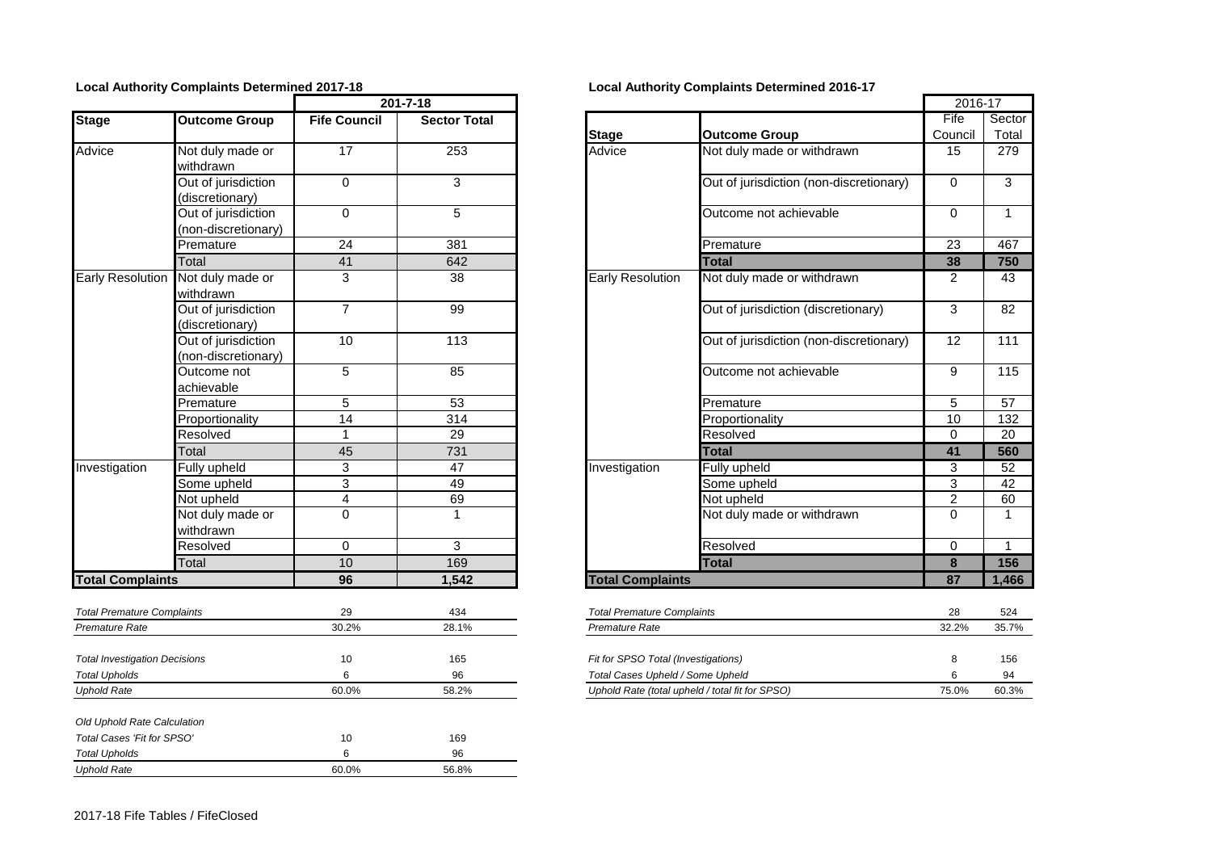**Local Authority Complaints Determined 2017-18**

| | | 201-7-18 | |
|---|---|---|---|
| **Stage** | **Outcome Group** | **Fife Council** | **Sector Total** |
| Advice | Not duly made or withdrawn | 17 | 253 |
| | Out of jurisdiction (discretionary) | 0 | 3 |
| | Out of jurisdiction (non-discretionary) | 0 | 5 |
| | Premature | 24 | 381 |
| | Total | 41 | 642 |
| Early Resolution | Not duly made or withdrawn | 3 | 38 |
| | Out of jurisdiction (discretionary) | 7 | 99 |
| | Out of jurisdiction (non-discretionary) | 10 | 113 |
| | Outcome not achievable | 5 | 85 |
| | Premature | 5 | 53 |
| | Proportionality | 14 | 314 |
| | Resolved | 1 | 29 |
| | Total | 45 | 731 |
| Investigation | Fully upheld | 3 | 47 |
| | Some upheld | 3 | 49 |
| | Not upheld | 4 | 69 |
| | Not duly made or withdrawn | 0 | 1 |
| | Resolved | 0 | 3 |
| | Total | 10 | 169 |
| **Total Complaints** | | **96** | **1,542** |

| | | |
|---|---|---|
| *Total Premature Complaints* | 29 | 434 |
| *Premature Rate* | 30.2% | 28.1% |
| | | |
| *Total Investigation Decisions* | 10 | 165 |
| *Total Upholds* | 6 | 96 |
| *Uphold Rate* | 60.0% | 58.2% |
| | | |
| *Old Uphold Rate Calculation* | | |
| *Total Cases 'Fit for SPSO'* | 10 | 169 |
| *Total Upholds* | 6 | 96 |
| *Uphold Rate* | 60.0% | 56.8% |

**Local Authority Complaints Determined 2016-17**

| | | 2016-17 | |
|---|---|---|---|
| **Stage** | **Outcome Group** | Fife Council | Sector Total |
| Advice | Not duly made or withdrawn | 15 | 279 |
| | Out of jurisdiction (non-discretionary) | 0 | 3 |
| | Outcome not achievable | 0 | 1 |
| | Premature | 23 | 467 |
| | **Total** | **38** | **750** |
| Early Resolution | Not duly made or withdrawn | 2 | 43 |
| | Out of jurisdiction (discretionary) | 3 | 82 |
| | Out of jurisdiction (non-discretionary) | 12 | 111 |
| | Outcome not achievable | 9 | 115 |
| | Premature | 5 | 57 |
| | Proportionality | 10 | 132 |
| | Resolved | 0 | 20 |
| | **Total** | **41** | **560** |
| Investigation | Fully upheld | 3 | 52 |
| | Some upheld | 3 | 42 |
| | Not upheld | 2 | 60 |
| | Not duly made or withdrawn | 0 | 1 |
| | Resolved | 0 | 1 |
| | **Total** | **8** | **156** |
| **Total Complaints** | | **87** | **1,466** |

| | | |
|---|---|---|
| *Total Premature Complaints* | 28 | 524 |
| *Premature Rate* | 32.2% | 35.7% |
| | | |
| *Fit for SPSO Total (Investigations)* | 8 | 156 |
| *Total Cases Upheld / Some Upheld* | 6 | 94 |
| *Uphold Rate (total upheld / total fit for SPSO)* | 75.0% | 60.3% |

2017-18 Fife Tables / FifeClosed